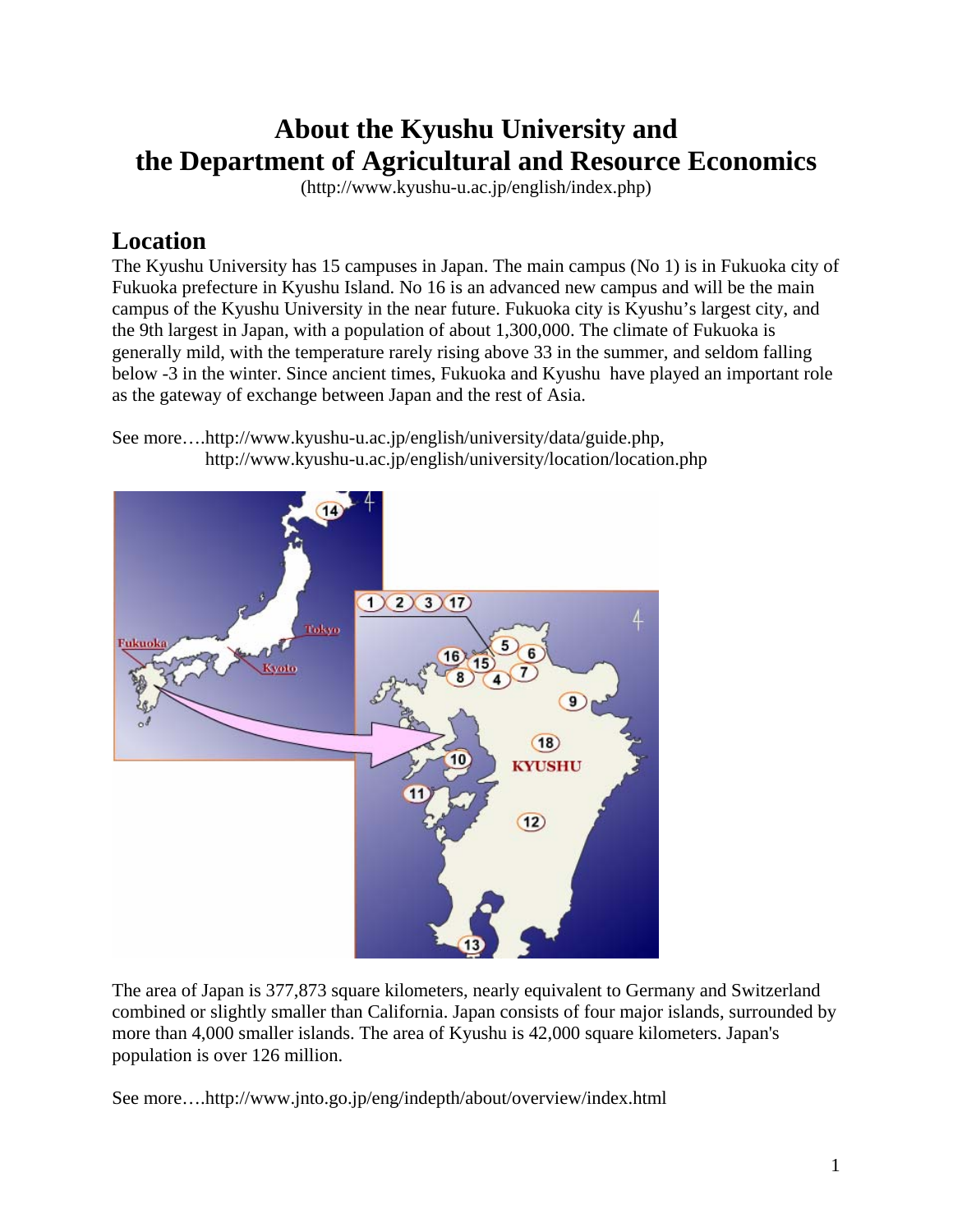# About the Kyushu University and the Department of Agricultural and Resource Economics

(http://www.kyushu-u.ac.jp/english/index.php)

## Location

The Kyushu University has 15 campuses in Japan. The main campus (No 1) is in Fukuoka city of Fukuoka prefecture in Kyushu Island. No 16 is an advanced new campus and will be the main campus of the Kyushu University in the near future. Fukuoka city is Kyushu's largest city, and the 9th largest in Japan, with a population of about 1,300,000. The climate of Fukuoka is generally mild, with the temperature rarely rising above 33 in the summer, and seldom falling below -3 in the winter. Since ancient times, Fukuoka and Kyushu have played an important role as the gateway of exchange between Japan and the rest of Asia.

See more….http://www.kyushu-u.ac.jp/english/university/data/guide.php,
http://www.kyushu-u.ac.jp/english/university/location/location.php

The area of Japan is 377,873 square kilometers, nearly equivalent to Germany and Switzerland combined or slightly smaller than California. Japan consists of four major islands, surrounded by more than 4,000 smaller islands. The area of Kyushu is 42,000 square kilometers. Japan's population is over 126 million.

See more….http://www.jnto.go.jp/eng/indepth/about/overview/index.html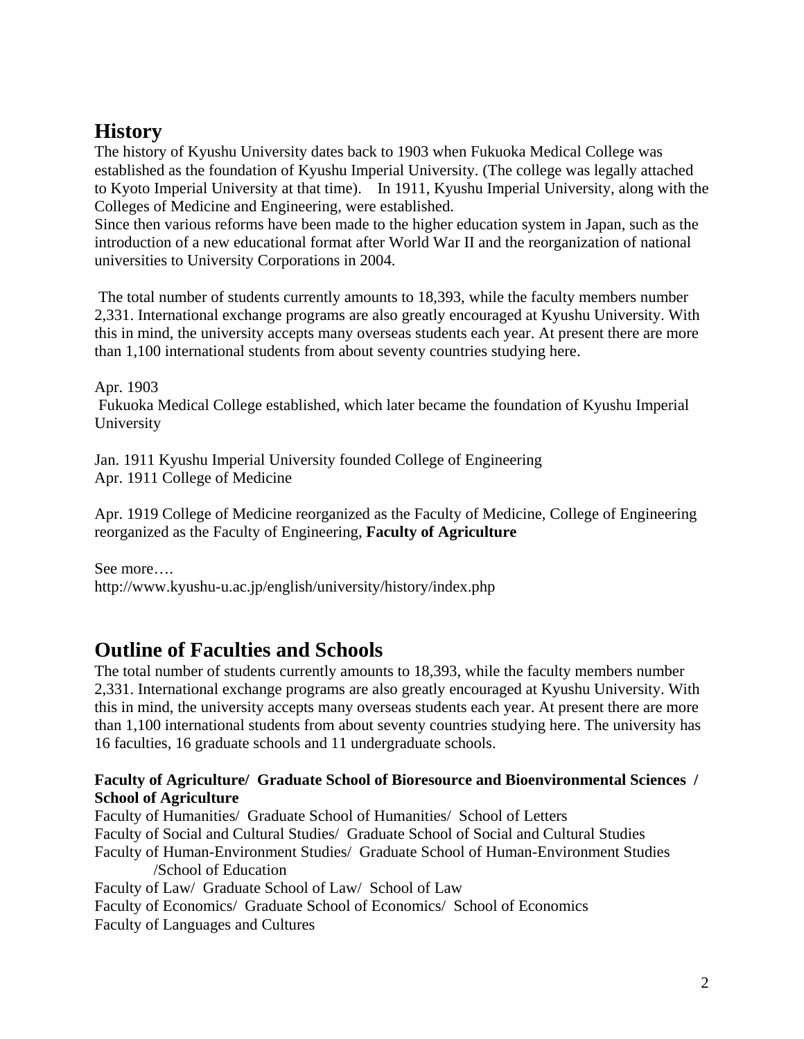## History

The history of Kyushu University dates back to 1903 when Fukuoka Medical College was established as the foundation of Kyushu Imperial University. (The college was legally attached to Kyoto Imperial University at that time). In 1911, Kyushu Imperial University, along with the Colleges of Medicine and Engineering, were established.
Since then various reforms have been made to the higher education system in Japan, such as the introduction of a new educational format after World War II and the reorganization of national universities to University Corporations in 2004.

The total number of students currently amounts to 18,393, while the faculty members number 2,331. International exchange programs are also greatly encouraged at Kyushu University. With this in mind, the university accepts many overseas students each year. At present there are more than 1,100 international students from about seventy countries studying here.

Apr. 1903
Fukuoka Medical College established, which later became the foundation of Kyushu Imperial University

Jan. 1911 Kyushu Imperial University founded College of Engineering
Apr. 1911 College of Medicine

Apr. 1919 College of Medicine reorganized as the Faculty of Medicine, College of Engineering reorganized as the Faculty of Engineering, **Faculty of Agriculture**

See more….
http://www.kyushu-u.ac.jp/english/university/history/index.php

## Outline of Faculties and Schools

The total number of students currently amounts to 18,393, while the faculty members number 2,331. International exchange programs are also greatly encouraged at Kyushu University. With this in mind, the university accepts many overseas students each year. At present there are more than 1,100 international students from about seventy countries studying here. The university has 16 faculties, 16 graduate schools and 11 undergraduate schools.

**Faculty of Agriculture/ Graduate School of Bioresource and Bioenvironmental Sciences / School of Agriculture**
Faculty of Humanities/ Graduate School of Humanities/ School of Letters
Faculty of Social and Cultural Studies/ Graduate School of Social and Cultural Studies
Faculty of Human-Environment Studies/ Graduate School of Human-Environment Studies /School of Education
Faculty of Law/ Graduate School of Law/ School of Law
Faculty of Economics/ Graduate School of Economics/ School of Economics
Faculty of Languages and Cultures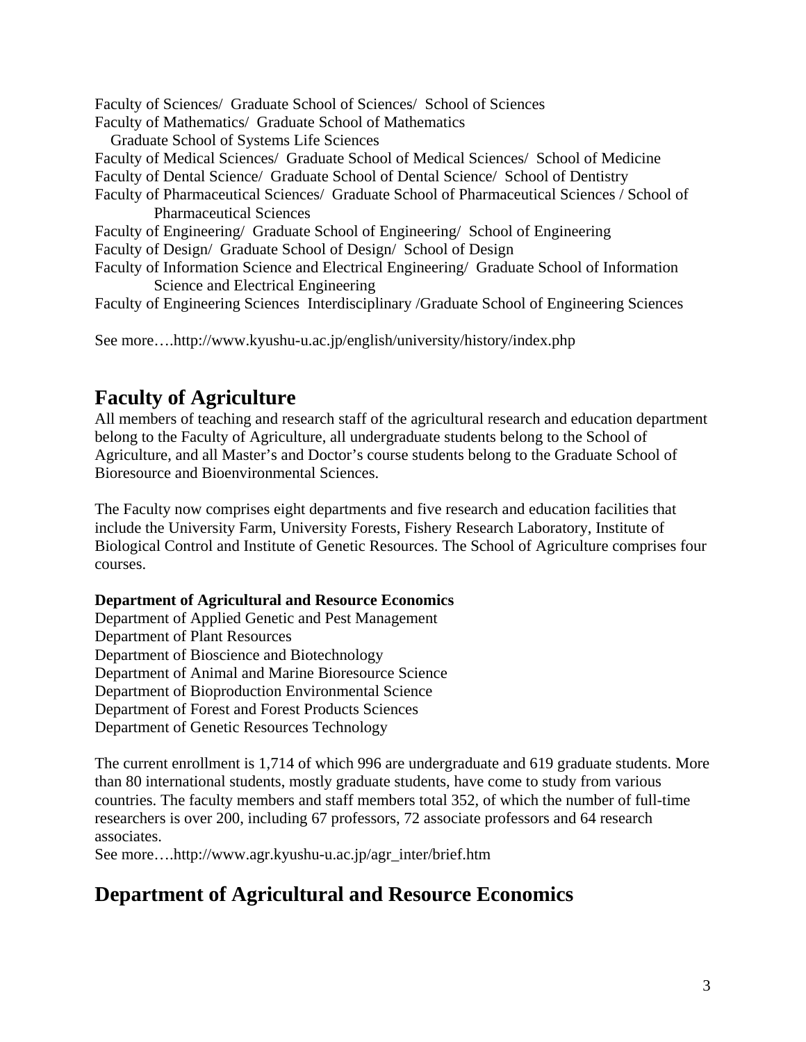Faculty of Sciences/ Graduate School of Sciences/ School of Sciences
Faculty of Mathematics/ Graduate School of Mathematics
Graduate School of Systems Life Sciences
Faculty of Medical Sciences/ Graduate School of Medical Sciences/ School of Medicine
Faculty of Dental Science/ Graduate School of Dental Science/ School of Dentistry
Faculty of Pharmaceutical Sciences/ Graduate School of Pharmaceutical Sciences / School of Pharmaceutical Sciences
Faculty of Engineering/ Graduate School of Engineering/ School of Engineering
Faculty of Design/ Graduate School of Design/ School of Design
Faculty of Information Science and Electrical Engineering/ Graduate School of Information Science and Electrical Engineering
Faculty of Engineering Sciences Interdisciplinary /Graduate School of Engineering Sciences

See more….http://www.kyushu-u.ac.jp/english/university/history/index.php

## Faculty of Agriculture

All members of teaching and research staff of the agricultural research and education department belong to the Faculty of Agriculture, all undergraduate students belong to the School of Agriculture, and all Master's and Doctor's course students belong to the Graduate School of Bioresource and Bioenvironmental Sciences.

The Faculty now comprises eight departments and five research and education facilities that include the University Farm, University Forests, Fishery Research Laboratory, Institute of Biological Control and Institute of Genetic Resources. The School of Agriculture comprises four courses.

**Department of Agricultural and Resource Economics**
Department of Applied Genetic and Pest Management
Department of Plant Resources
Department of Bioscience and Biotechnology
Department of Animal and Marine Bioresource Science
Department of Bioproduction Environmental Science
Department of Forest and Forest Products Sciences
Department of Genetic Resources Technology

The current enrollment is 1,714 of which 996 are undergraduate and 619 graduate students. More than 80 international students, mostly graduate students, have come to study from various countries. The faculty members and staff members total 352, of which the number of full-time researchers is over 200, including 67 professors, 72 associate professors and 64 research associates.
See more….http://www.agr.kyushu-u.ac.jp/agr_inter/brief.htm

## Department of Agricultural and Resource Economics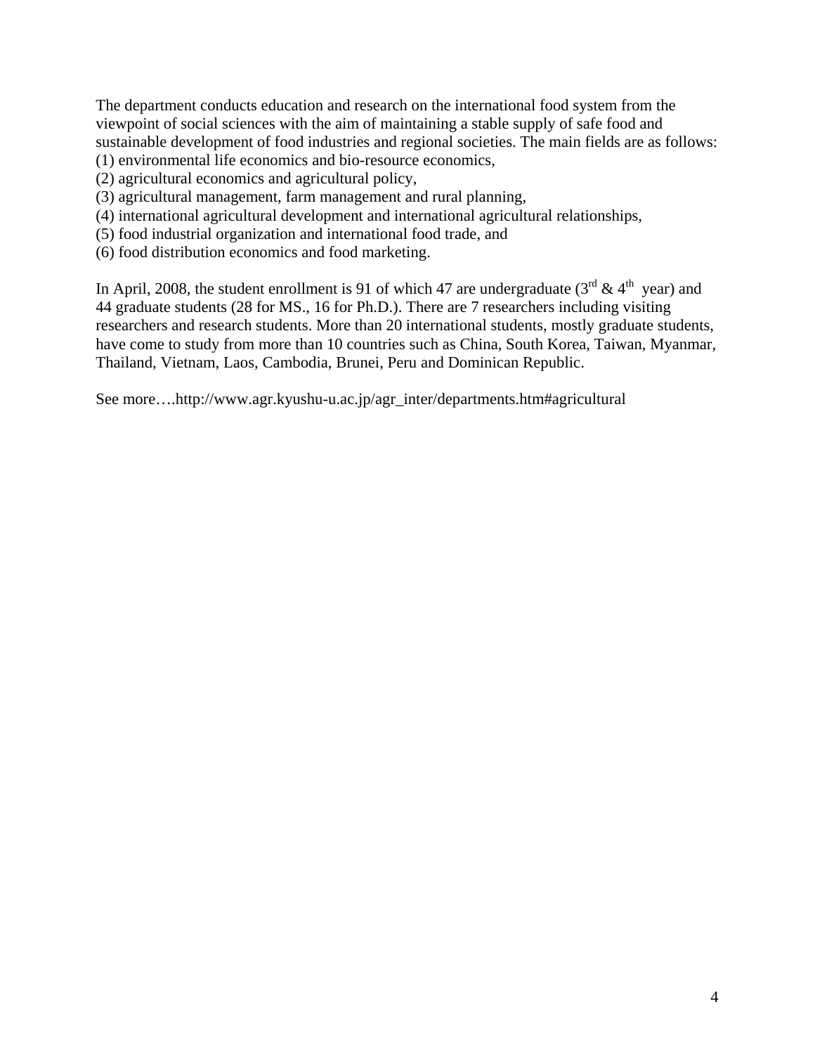The department conducts education and research on the international food system from the viewpoint of social sciences with the aim of maintaining a stable supply of safe food and sustainable development of food industries and regional societies. The main fields are as follows:
(1) environmental life economics and bio-resource economics,
(2) agricultural economics and agricultural policy,
(3) agricultural management, farm management and rural planning,
(4) international agricultural development and international agricultural relationships,
(5) food industrial organization and international food trade, and
(6) food distribution economics and food marketing.

In April, 2008, the student enrollment is 91 of which 47 are undergraduate ($3^{rd}$ & $4^{th}$ year) and 44 graduate students (28 for MS., 16 for Ph.D.). There are 7 researchers including visiting researchers and research students. More than 20 international students, mostly graduate students, have come to study from more than 10 countries such as China, South Korea, Taiwan, Myanmar, Thailand, Vietnam, Laos, Cambodia, Brunei, Peru and Dominican Republic.

See more….http://www.agr.kyushu-u.ac.jp/agr_inter/departments.htm#agricultural